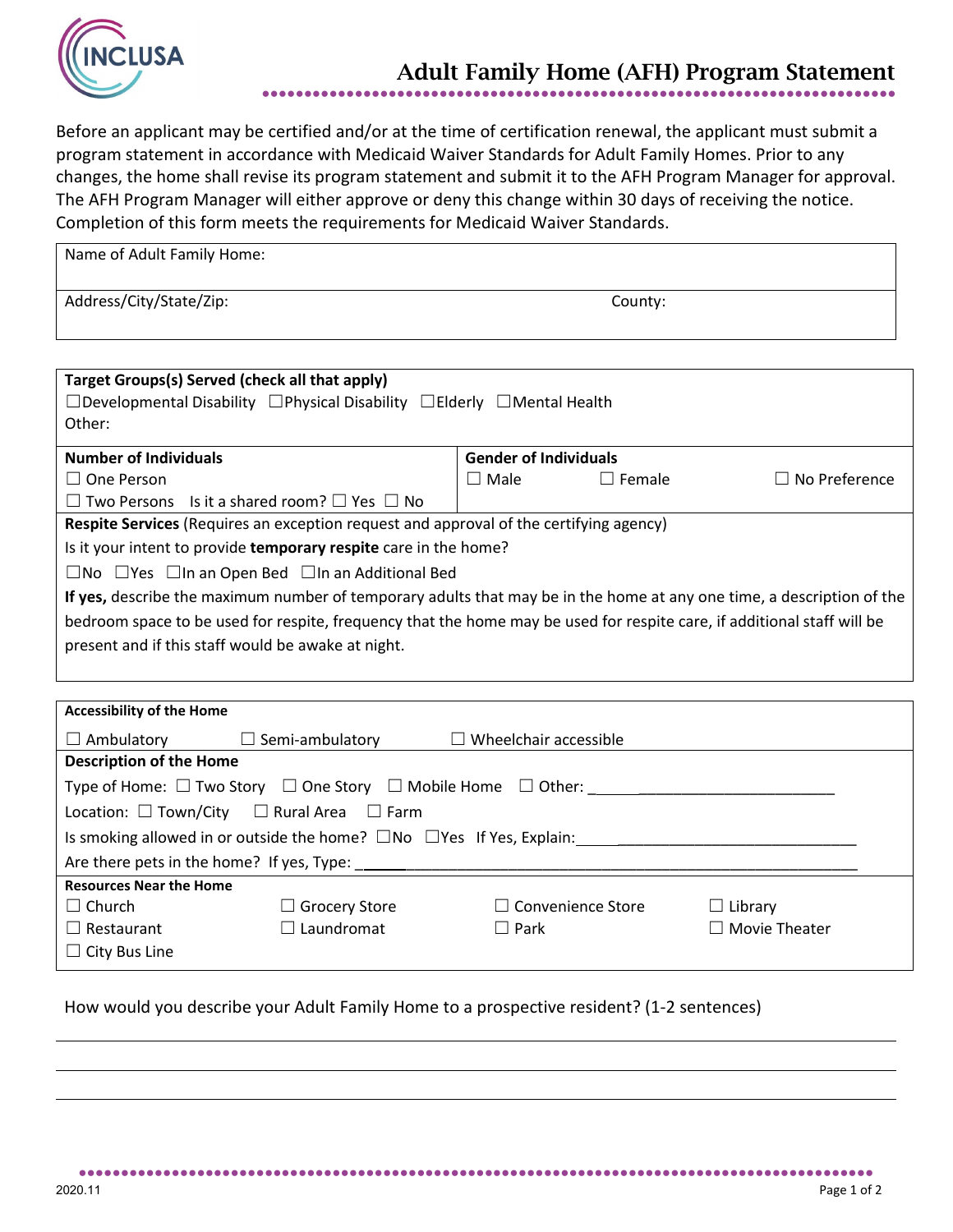# Adult Family Home (AFH) Program Statement

Before an applicant may be certified and/or at the time of certification renewal, the applicant must submit a program statement in accordance with Medicaid Waiver Standards for Adult Family Homes. Prior to any changes, the home shall revise its program statement and submit it to the AFH Program Manager for approval. The AFH Program Manager will either approve or deny this change within 30 days of receiving the notice. Completion of this form meets the requirements for Medicaid Waiver Standards.

| Name of Adult Family Home: | |
|---|---|
| Address/City/State/Zip: | County: |

**Target Groups(s) Served (check all that apply)**

☐ Developmental Disability ☐ Physical Disability ☐ Elderly ☐ Mental Health

Other:

| **Number of Individuals** | **Gender of Individuals** |
|---|---|
| ☐ One Person | ☐ Male ☐ Female ☐ No Preference |
| ☐ Two Persons Is it a shared room? ☐ Yes ☐ No | |

**Respite Services** (Requires an exception request and approval of the certifying agency)

Is it your intent to provide **temporary respite** care in the home?

☐ No ☐ Yes ☐ In an Open Bed ☐ In an Additional Bed

**If yes,** describe the maximum number of temporary adults that may be in the home at any one time, a description of the bedroom space to be used for respite, frequency that the home may be used for respite care, if additional staff will be present and if this staff would be awake at night.

**Accessibility of the Home**

☐ Ambulatory ☐ Semi-ambulatory ☐ Wheelchair accessible

**Description of the Home**

Type of Home: ☐ Two Story ☐ One Story ☐ Mobile Home ☐ Other: ______________________________

Location: ☐ Town/City ☐ Rural Area ☐ Farm

Is smoking allowed in or outside the home? ☐ No ☐ Yes If Yes, Explain: ______________________________

Are there pets in the home? If yes, Type: ______________________________

**Resources Near the Home**

| | | | |
|---|---|---|---|
| ☐ Church | ☐ Grocery Store | ☐ Convenience Store | ☐ Library |
| ☐ Restaurant | ☐ Laundromat | ☐ Park | ☐ Movie Theater |
| ☐ City Bus Line | | | |

How would you describe your Adult Family Home to a prospective resident? (1-2 sentences)

______________________________

______________________________

______________________________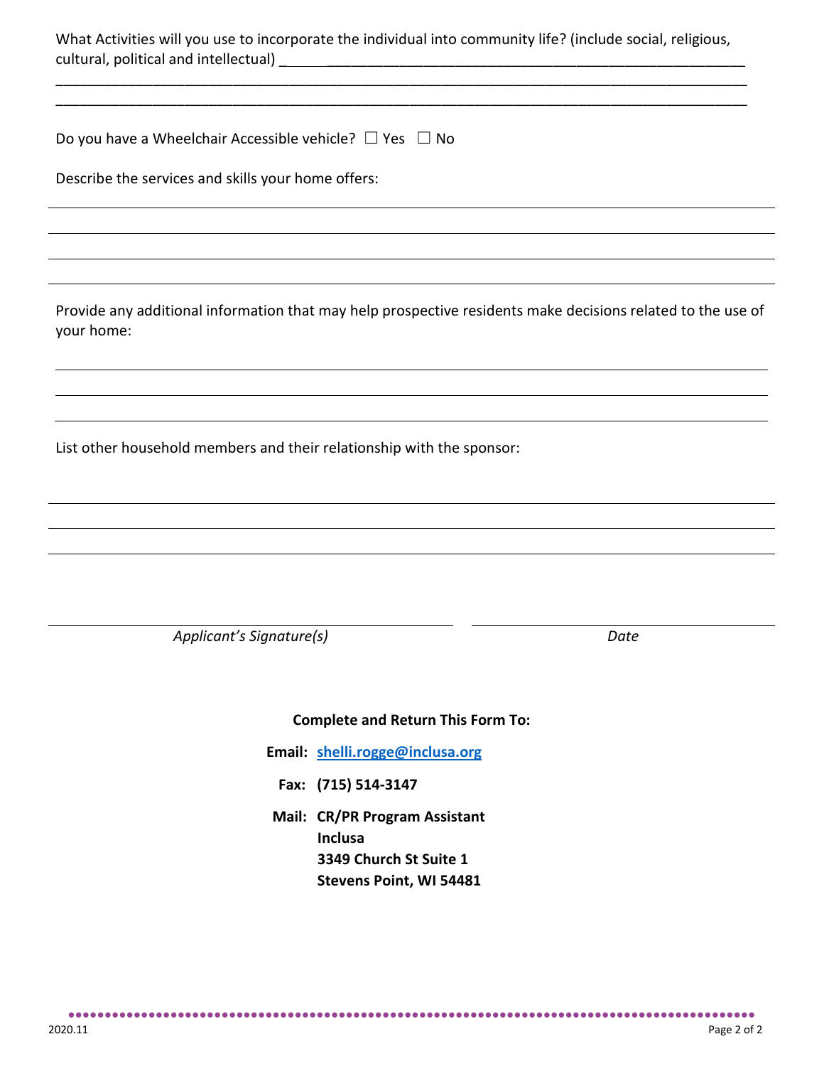What Activities will you use to incorporate the individual into community life? (include social, religious, cultural, political and intellectual) ______________________________________________________

____________________________________________________________________________________

____________________________________________________________________________________

Do you have a Wheelchair Accessible vehicle? ☐ Yes ☐ No

Describe the services and skills your home offers:

____________________________________________________________________________________

____________________________________________________________________________________

____________________________________________________________________________________

____________________________________________________________________________________

Provide any additional information that may help prospective residents make decisions related to the use of your home:

____________________________________________________________________________________

____________________________________________________________________________________

____________________________________________________________________________________

List other household members and their relationship with the sponsor:

____________________________________________________________________________________

____________________________________________________________________________________

____________________________________________________________________________________

______________________________________ ______________________________

*Applicant's Signature(s)* *Date*

**Complete and Return This Form To:**

**Email:** **shelli.rogge@inclusa.org**

**Fax:** **(715) 514-3147**

**Mail:** **CR/PR Program Assistant**
**Inclusa**
**3349 Church St Suite 1**
**Stevens Point, WI 54481**

2020.11